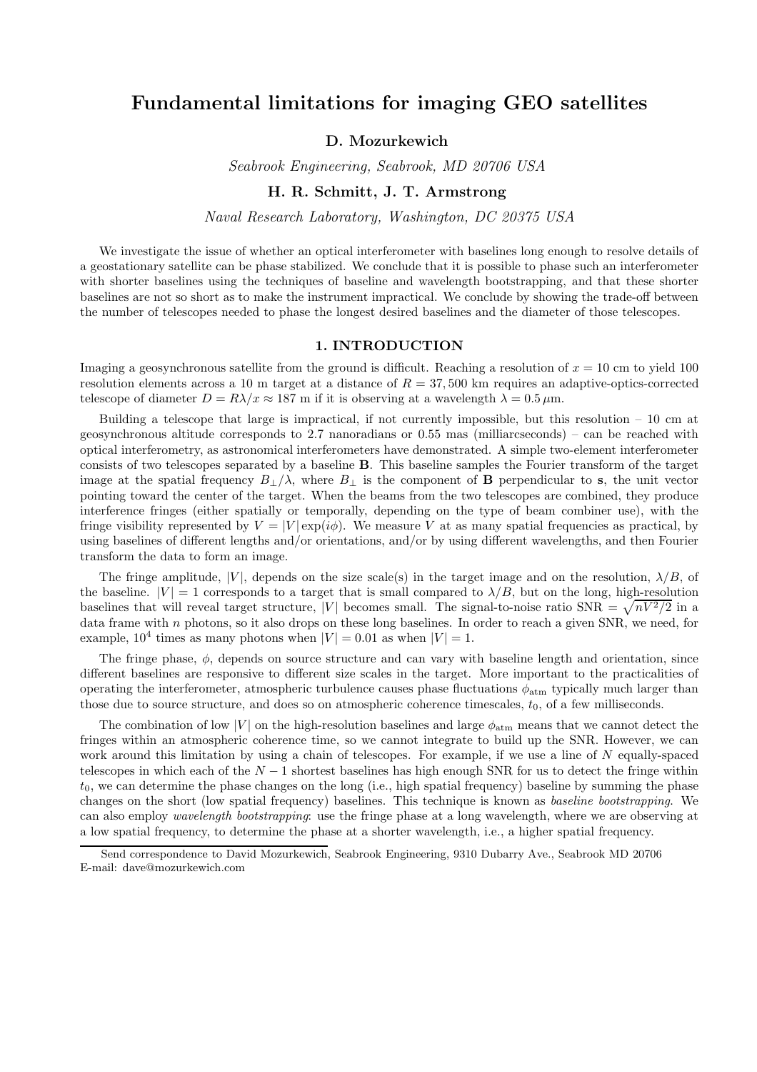# Fundamental limitations for imaging GEO satellites

**D. Mozurkewich**

*Seabrook Engineering, Seabrook, MD 20706 USA*

**H. R. Schmitt, J. T. Armstrong**

*Naval Research Laboratory, Washington, DC 20375 USA*

We investigate the issue of whether an optical interferometer with baselines long enough to resolve details of a geostationary satellite can be phase stabilized. We conclude that it is possible to phase such an interferometer with shorter baselines using the techniques of baseline and wavelength bootstrapping, and that these shorter baselines are not so short as to make the instrument impractical. We conclude by showing the trade-off between the number of telescopes needed to phase the longest desired baselines and the diameter of those telescopes.

## 1. INTRODUCTION

Imaging a geosynchronous satellite from the ground is difficult. Reaching a resolution of $x = 10$ cm to yield 100 resolution elements across a 10 m target at a distance of $R = 37,500$ km requires an adaptive-optics-corrected telescope of diameter $D = R\lambda/x \approx 187$ m if it is observing at a wavelength $\lambda = 0.5\,\mu$m.

Building a telescope that large is impractical, if not currently impossible, but this resolution – 10 cm at geosynchronous altitude corresponds to 2.7 nanoradians or 0.55 mas (milliarcseconds) – can be reached with optical interferometry, as astronomical interferometers have demonstrated. A simple two-element interferometer consists of two telescopes separated by a baseline $\mathbf{B}$. This baseline samples the Fourier transform of the target image at the spatial frequency $B_\perp/\lambda$, where $B_\perp$ is the component of $\mathbf{B}$ perpendicular to $\mathbf{s}$, the unit vector pointing toward the center of the target. When the beams from the two telescopes are combined, they produce interference fringes (either spatially or temporally, depending on the type of beam combiner use), with the fringe visibility represented by $V = |V| \exp(i\phi)$. We measure $V$ at as many spatial frequencies as practical, by using baselines of different lengths and/or orientations, and/or by using different wavelengths, and then Fourier transform the data to form an image.

The fringe amplitude, $|V|$, depends on the size scale(s) in the target image and on the resolution, $\lambda/B$, of the baseline. $|V| = 1$ corresponds to a target that is small compared to $\lambda/B$, but on the long, high-resolution baselines that will reveal target structure, $|V|$ becomes small. The signal-to-noise ratio $\mathrm{SNR} = \sqrt{nV^2/2}$ in a data frame with $n$ photons, so it also drops on these long baselines. In order to reach a given SNR, we need, for example, $10^4$ times as many photons when $|V| = 0.01$ as when $|V| = 1$.

The fringe phase, $\phi$, depends on source structure and can vary with baseline length and orientation, since different baselines are responsive to different size scales in the target. More important to the practicalities of operating the interferometer, atmospheric turbulence causes phase fluctuations $\phi_{\mathrm{atm}}$ typically much larger than those due to source structure, and does so on atmospheric coherence timescales, $t_0$, of a few milliseconds.

The combination of low $|V|$ on the high-resolution baselines and large $\phi_{\mathrm{atm}}$ means that we cannot detect the fringes within an atmospheric coherence time, so we cannot integrate to build up the SNR. However, we can work around this limitation by using a chain of telescopes. For example, if we use a line of $N$ equally-spaced telescopes in which each of the $N-1$ shortest baselines has high enough SNR for us to detect the fringe within $t_0$, we can determine the phase changes on the long (i.e., high spatial frequency) baseline by summing the phase changes on the short (low spatial frequency) baselines. This technique is known as *baseline bootstrapping*. We can also employ *wavelength bootstrapping*: use the fringe phase at a long wavelength, where we are observing at a low spatial frequency, to determine the phase at a shorter wavelength, i.e., a higher spatial frequency.

Send correspondence to David Mozurkewich, Seabrook Engineering, 9310 Dubarry Ave., Seabrook MD 20706
E-mail: dave@mozurkewich.com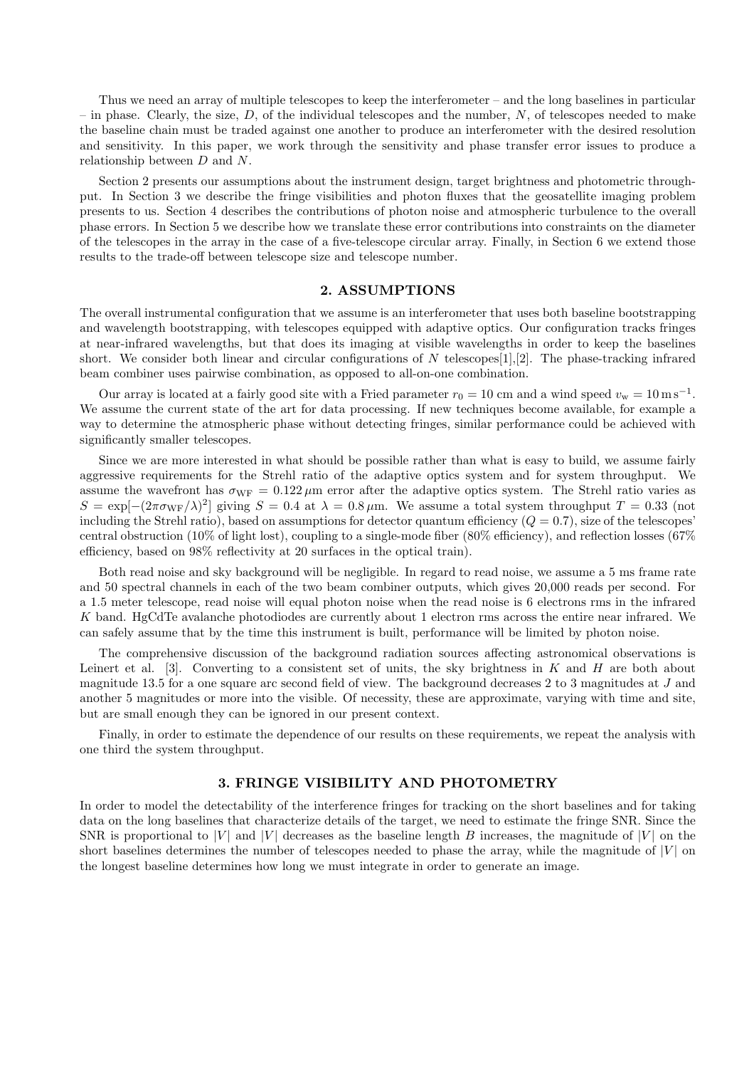Thus we need an array of multiple telescopes to keep the interferometer – and the long baselines in particular – in phase. Clearly, the size, $D$, of the individual telescopes and the number, $N$, of telescopes needed to make the baseline chain must be traded against one another to produce an interferometer with the desired resolution and sensitivity. In this paper, we work through the sensitivity and phase transfer error issues to produce a relationship between $D$ and $N$.

Section 2 presents our assumptions about the instrument design, target brightness and photometric throughput. In Section 3 we describe the fringe visibilities and photon fluxes that the geosatellite imaging problem presents to us. Section 4 describes the contributions of photon noise and atmospheric turbulence to the overall phase errors. In Section 5 we describe how we translate these error contributions into constraints on the diameter of the telescopes in the array in the case of a five-telescope circular array. Finally, in Section 6 we extend those results to the trade-off between telescope size and telescope number.

## 2. ASSUMPTIONS

The overall instrumental configuration that we assume is an interferometer that uses both baseline bootstrapping and wavelength bootstrapping, with telescopes equipped with adaptive optics. Our configuration tracks fringes at near-infrared wavelengths, but that does its imaging at visible wavelengths in order to keep the baselines short. We consider both linear and circular configurations of $N$ telescopes[1],[2]. The phase-tracking infrared beam combiner uses pairwise combination, as opposed to all-on-one combination.

Our array is located at a fairly good site with a Fried parameter $r_0 = 10$ cm and a wind speed $v_{\mathrm{w}} = 10\,\mathrm{m\,s^{-1}}$. We assume the current state of the art for data processing. If new techniques become available, for example a way to determine the atmospheric phase without detecting fringes, similar performance could be achieved with significantly smaller telescopes.

Since we are more interested in what should be possible rather than what is easy to build, we assume fairly aggressive requirements for the Strehl ratio of the adaptive optics system and for system throughput. We assume the wavefront has $\sigma_{\mathrm{WF}} = 0.122\,\mu$m error after the adaptive optics system. The Strehl ratio varies as $S = \exp[-(2\pi\sigma_{\mathrm{WF}}/\lambda)^2]$ giving $S = 0.4$ at $\lambda = 0.8\,\mu$m. We assume a total system throughput $T = 0.33$ (not including the Strehl ratio), based on assumptions for detector quantum efficiency ($Q = 0.7$), size of the telescopes' central obstruction (10% of light lost), coupling to a single-mode fiber (80% efficiency), and reflection losses (67% efficiency, based on 98% reflectivity at 20 surfaces in the optical train).

Both read noise and sky background will be negligible. In regard to read noise, we assume a 5 ms frame rate and 50 spectral channels in each of the two beam combiner outputs, which gives 20,000 reads per second. For a 1.5 meter telescope, read noise will equal photon noise when the read noise is 6 electrons rms in the infrared $K$ band. HgCdTe avalanche photodiodes are currently about 1 electron rms across the entire near infrared. We can safely assume that by the time this instrument is built, performance will be limited by photon noise.

The comprehensive discussion of the background radiation sources affecting astronomical observations is Leinert et al. [3]. Converting to a consistent set of units, the sky brightness in $K$ and $H$ are both about magnitude 13.5 for a one square arc second field of view. The background decreases 2 to 3 magnitudes at $J$ and another 5 magnitudes or more into the visible. Of necessity, these are approximate, varying with time and site, but are small enough they can be ignored in our present context.

Finally, in order to estimate the dependence of our results on these requirements, we repeat the analysis with one third the system throughput.

## 3. FRINGE VISIBILITY AND PHOTOMETRY

In order to model the detectability of the interference fringes for tracking on the short baselines and for taking data on the long baselines that characterize details of the target, we need to estimate the fringe SNR. Since the SNR is proportional to $|V|$ and $|V|$ decreases as the baseline length $B$ increases, the magnitude of $|V|$ on the short baselines determines the number of telescopes needed to phase the array, while the magnitude of $|V|$ on the longest baseline determines how long we must integrate in order to generate an image.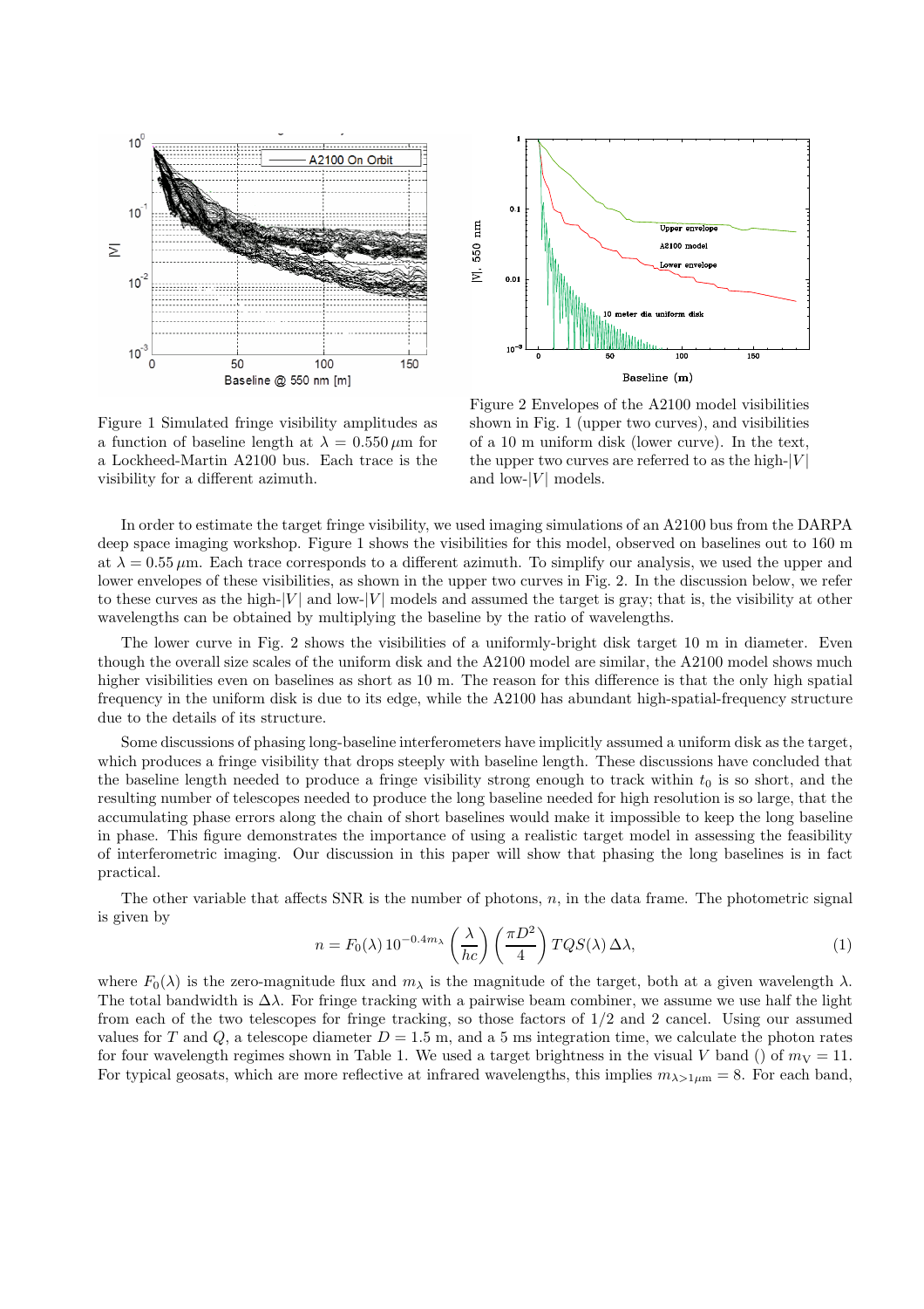Figure 1 Simulated fringe visibility amplitudes as a function of baseline length at $\lambda = 0.550\,\mu$m for a Lockheed-Martin A2100 bus. Each trace is the visibility for a different azimuth.

Figure 2 Envelopes of the A2100 model visibilities shown in Fig. 1 (upper two curves), and visibilities of a 10 m uniform disk (lower curve). In the text, the upper two curves are referred to as the high-$|V|$ and low-$|V|$ models.

In order to estimate the target fringe visibility, we used imaging simulations of an A2100 bus from the DARPA deep space imaging workshop. Figure 1 shows the visibilities for this model, observed on baselines out to 160 m at $\lambda = 0.55\,\mu$m. Each trace corresponds to a different azimuth. To simplify our analysis, we used the upper and lower envelopes of these visibilities, as shown in the upper two curves in Fig. 2. In the discussion below, we refer to these curves as the high-$|V|$ and low-$|V|$ models and assumed the target is gray; that is, the visibility at other wavelengths can be obtained by multiplying the baseline by the ratio of wavelengths.

The lower curve in Fig. 2 shows the visibilities of a uniformly-bright disk target 10 m in diameter. Even though the overall size scales of the uniform disk and the A2100 model are similar, the A2100 model shows much higher visibilities even on baselines as short as 10 m. The reason for this difference is that the only high spatial frequency in the uniform disk is due to its edge, while the A2100 has abundant high-spatial-frequency structure due to the details of its structure.

Some discussions of phasing long-baseline interferometers have implicitly assumed a uniform disk as the target, which produces a fringe visibility that drops steeply with baseline length. These discussions have concluded that the baseline length needed to produce a fringe visibility strong enough to track within $t_0$ is so short, and the resulting number of telescopes needed to produce the long baseline needed for high resolution is so large, that the accumulating phase errors along the chain of short baselines would make it impossible to keep the long baseline in phase. This figure demonstrates the importance of using a realistic target model in assessing the feasibility of interferometric imaging. Our discussion in this paper will show that phasing the long baselines is in fact practical.

The other variable that affects SNR is the number of photons, $n$, in the data frame. The photometric signal is given by

$$n = F_0(\lambda)\,10^{-0.4m_\lambda}\left(\frac{\lambda}{hc}\right)\left(\frac{\pi D^2}{4}\right)TQS(\lambda)\,\Delta\lambda, \tag{1}$$

where $F_0(\lambda)$ is the zero-magnitude flux and $m_\lambda$ is the magnitude of the target, both at a given wavelength $\lambda$. The total bandwidth is $\Delta\lambda$. For fringe tracking with a pairwise beam combiner, we assume we use half the light from each of the two telescopes for fringe tracking, so those factors of 1/2 and 2 cancel. Using our assumed values for $T$ and $Q$, a telescope diameter $D = 1.5$ m, and a 5 ms integration time, we calculate the photon rates for four wavelength regimes shown in Table 1. We used a target brightness in the visual $V$ band () of $m_V = 11$. For typical geosats, which are more reflective at infrared wavelengths, this implies $m_{\lambda>1\mu m} = 8$. For each band,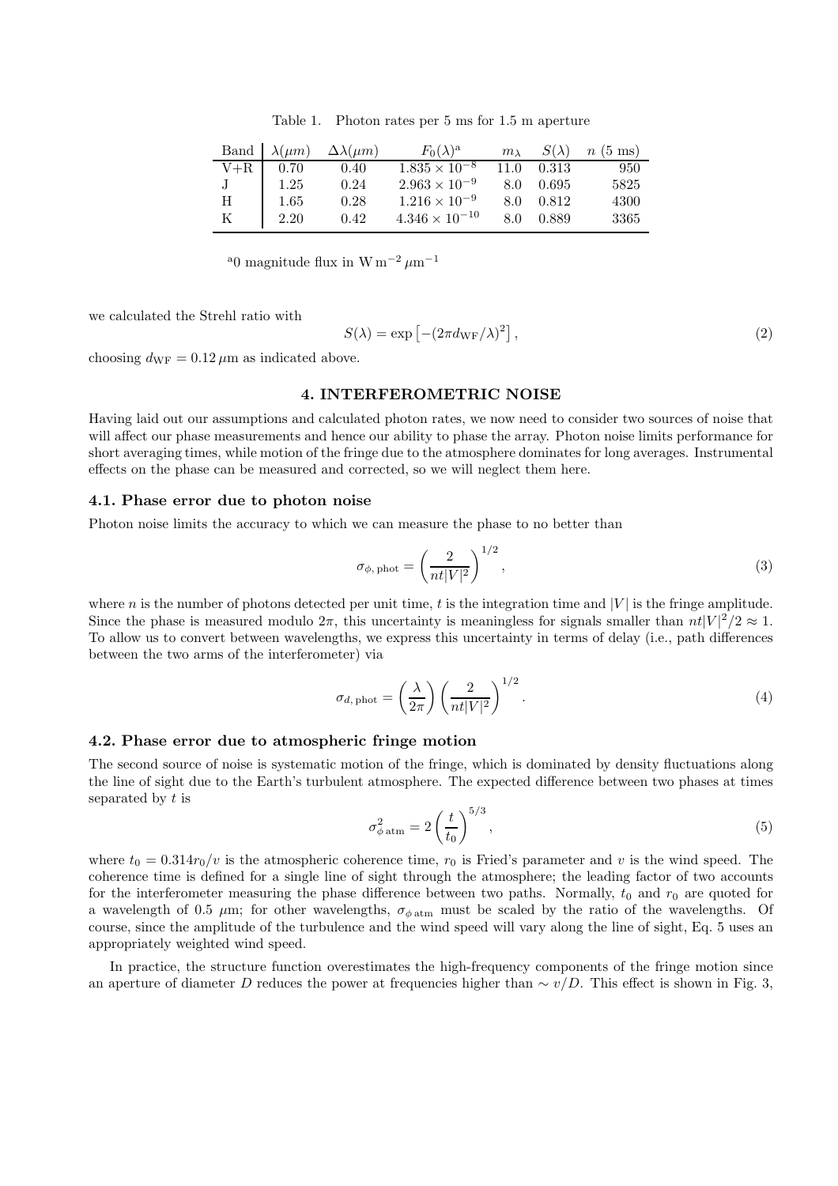Table 1. Photon rates per 5 ms for 1.5 m aperture

| Band | $\lambda(\mu m)$ | $\Delta\lambda(\mu m)$ | $F_0(\lambda)$[a] | $m_\lambda$ | $S(\lambda)$ | $n$ (5 ms) |
|---|---|---|---|---|---|---|
| V+R | 0.70 | 0.40 | $1.835 \times 10^{-8}$ | 11.0 | 0.313 | 950 |
| J | 1.25 | 0.24 | $2.963 \times 10^{-9}$ | 8.0 | 0.695 | 5825 |
| H | 1.65 | 0.28 | $1.216 \times 10^{-9}$ | 8.0 | 0.812 | 4300 |
| K | 2.20 | 0.42 | $4.346 \times 10^{-10}$ | 8.0 | 0.889 | 3365 |

[a]0 magnitude flux in $\mathrm{W\,m^{-2}\,\mu m^{-1}}$

we calculated the Strehl ratio with

$$S(\lambda) = \exp\left[-(2\pi d_{\rm WF}/\lambda)^2\right], \tag{2}$$

choosing $d_{\rm WF} = 0.12\,\mu$m as indicated above.

## 4. INTERFEROMETRIC NOISE

Having laid out our assumptions and calculated photon rates, we now need to consider two sources of noise that will affect our phase measurements and hence our ability to phase the array. Photon noise limits performance for short averaging times, while motion of the fringe due to the atmosphere dominates for long averages. Instrumental effects on the phase can be measured and corrected, so we will neglect them here.

### 4.1. Phase error due to photon noise

Photon noise limits the accuracy to which we can measure the phase to no better than

$$\sigma_{\phi,\,\rm phot} = \left(\frac{2}{nt|V|^2}\right)^{1/2}, \tag{3}$$

where $n$ is the number of photons detected per unit time, $t$ is the integration time and $|V|$ is the fringe amplitude. Since the phase is measured modulo $2\pi$, this uncertainty is meaningless for signals smaller than $nt|V|^2/2 \approx 1$. To allow us to convert between wavelengths, we express this uncertainty in terms of delay (i.e., path differences between the two arms of the interferometer) via

$$\sigma_{d,\,\rm phot} = \left(\frac{\lambda}{2\pi}\right)\left(\frac{2}{nt|V|^2}\right)^{1/2}. \tag{4}$$

### 4.2. Phase error due to atmospheric fringe motion

The second source of noise is systematic motion of the fringe, which is dominated by density fluctuations along the line of sight due to the Earth's turbulent atmosphere. The expected difference between two phases at times separated by $t$ is

$$\sigma^2_{\phi\,\rm atm} = 2\left(\frac{t}{t_0}\right)^{5/3}, \tag{5}$$

where $t_0 = 0.314 r_0/v$ is the atmospheric coherence time, $r_0$ is Fried's parameter and $v$ is the wind speed. The coherence time is defined for a single line of sight through the atmosphere; the leading factor of two accounts for the interferometer measuring the phase difference between two paths. Normally, $t_0$ and $r_0$ are quoted for a wavelength of 0.5 $\mu$m; for other wavelengths, $\sigma_{\phi\,\rm atm}$ must be scaled by the ratio of the wavelengths. Of course, since the amplitude of the turbulence and the wind speed will vary along the line of sight, Eq. 5 uses an appropriately weighted wind speed.

In practice, the structure function overestimates the high-frequency components of the fringe motion since an aperture of diameter $D$ reduces the power at frequencies higher than $\sim v/D$. This effect is shown in Fig. 3,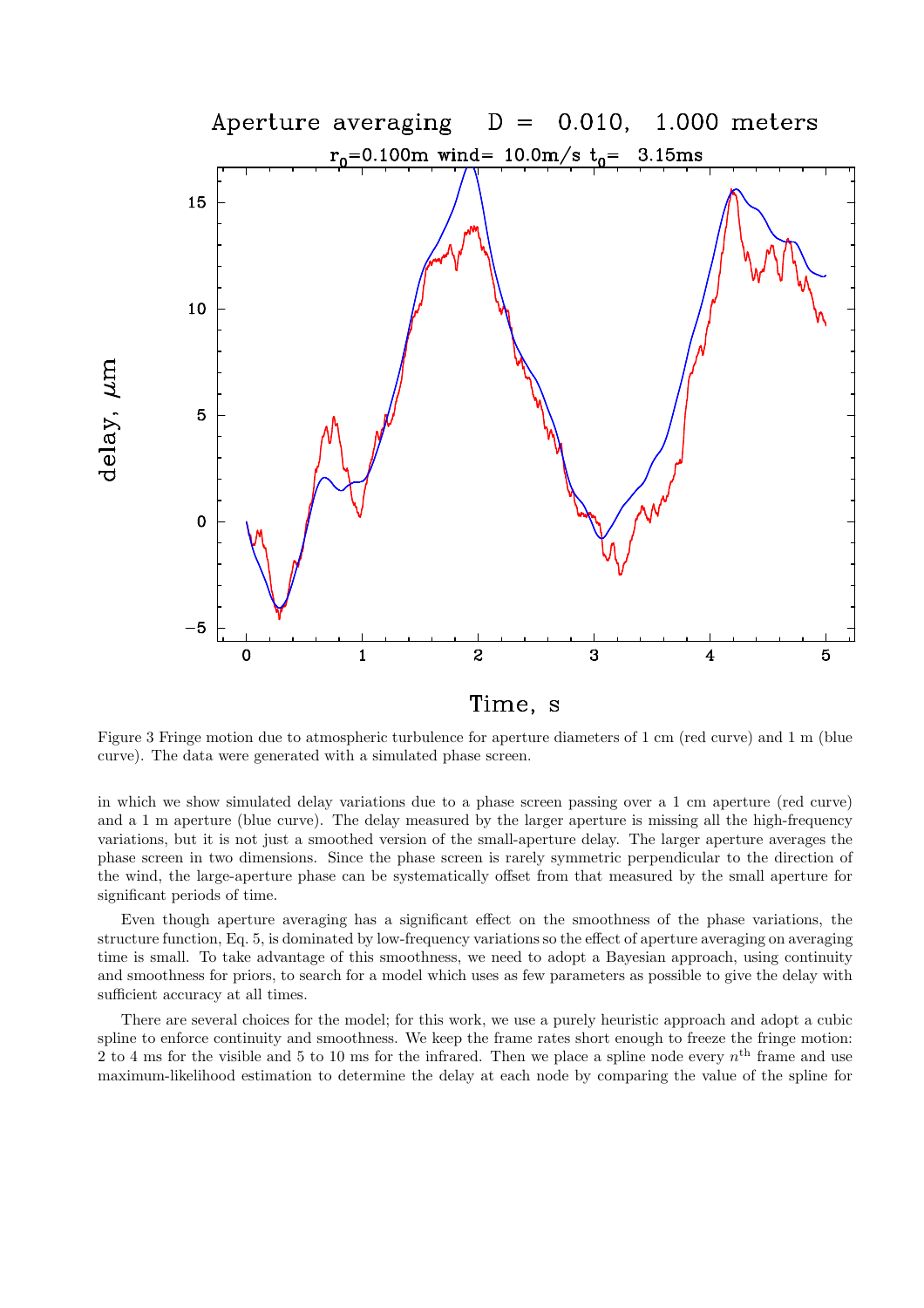Figure 3 Fringe motion due to atmospheric turbulence for aperture diameters of 1 cm (red curve) and 1 m (blue curve). The data were generated with a simulated phase screen.

in which we show simulated delay variations due to a phase screen passing over a 1 cm aperture (red curve) and a 1 m aperture (blue curve). The delay measured by the larger aperture is missing all the high-frequency variations, but it is not just a smoothed version of the small-aperture delay. The larger aperture averages the phase screen in two dimensions. Since the phase screen is rarely symmetric perpendicular to the direction of the wind, the large-aperture phase can be systematically offset from that measured by the small aperture for significant periods of time.

Even though aperture averaging has a significant effect on the smoothness of the phase variations, the structure function, Eq. 5, is dominated by low-frequency variations so the effect of aperture averaging on averaging time is small. To take advantage of this smoothness, we need to adopt a Bayesian approach, using continuity and smoothness for priors, to search for a model which uses as few parameters as possible to give the delay with sufficient accuracy at all times.

There are several choices for the model; for this work, we use a purely heuristic approach and adopt a cubic spline to enforce continuity and smoothness. We keep the frame rates short enough to freeze the fringe motion: 2 to 4 ms for the visible and 5 to 10 ms for the infrared. Then we place a spline node every $n^{\text{th}}$ frame and use maximum-likelihood estimation to determine the delay at each node by comparing the value of the spline for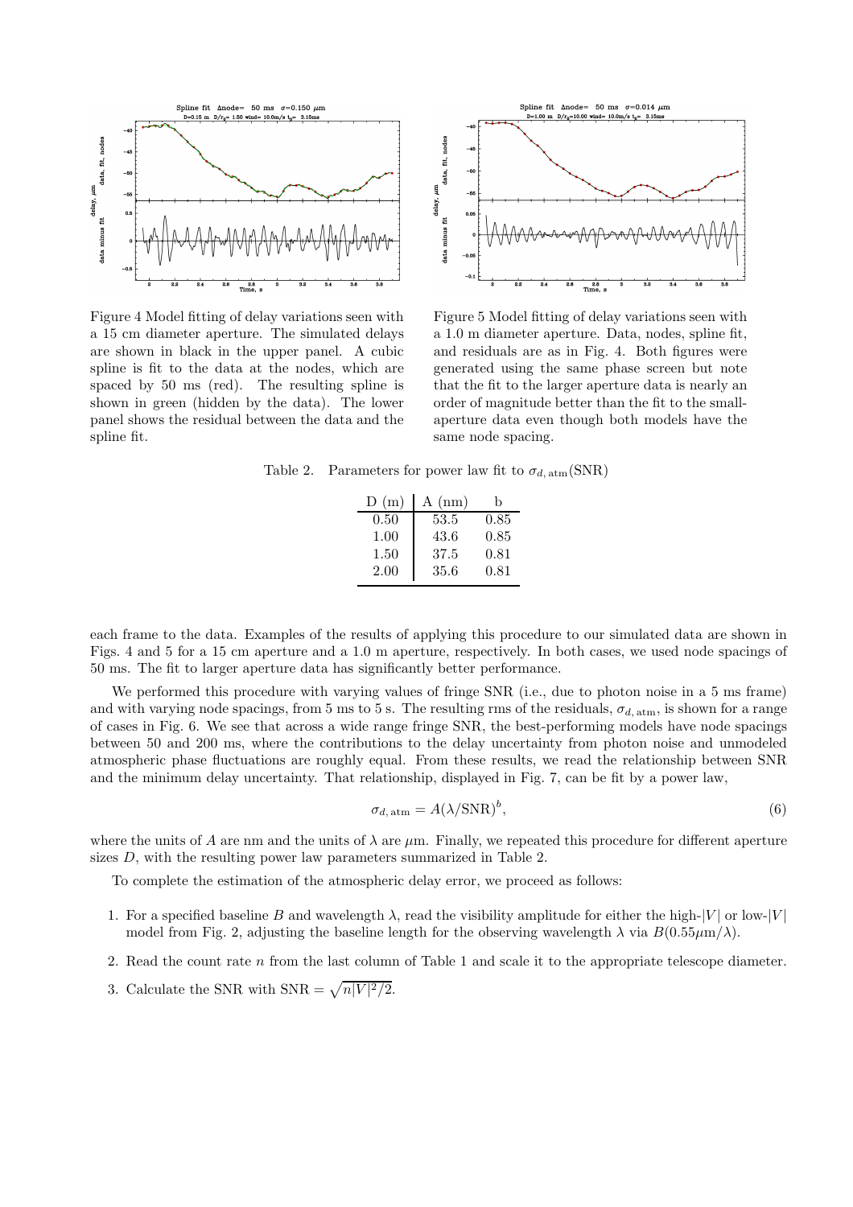Figure 4 Model fitting of delay variations seen with a 15 cm diameter aperture. The simulated delays are shown in black in the upper panel. A cubic spline is fit to the data at the nodes, which are spaced by 50 ms (red). The resulting spline is shown in green (hidden by the data). The lower panel shows the residual between the data and the spline fit.

Figure 5 Model fitting of delay variations seen with a 1.0 m diameter aperture. Data, nodes, spline fit, and residuals are as in Fig. 4. Both figures were generated using the same phase screen but note that the fit to the larger aperture data is nearly an order of magnitude better than the fit to the small-aperture data even though both models have the same node spacing.

Table 2. Parameters for power law fit to $\sigma_{d,\,\mathrm{atm}}(\mathrm{SNR})$

| D (m) | A (nm) | b |
|---|---|---|
| 0.50 | 53.5 | 0.85 |
| 1.00 | 43.6 | 0.85 |
| 1.50 | 37.5 | 0.81 |
| 2.00 | 35.6 | 0.81 |

each frame to the data. Examples of the results of applying this procedure to our simulated data are shown in Figs. 4 and 5 for a 15 cm aperture and a 1.0 m aperture, respectively. In both cases, we used node spacings of 50 ms. The fit to larger aperture data has significantly better performance.

We performed this procedure with varying values of fringe SNR (i.e., due to photon noise in a 5 ms frame) and with varying node spacings, from 5 ms to 5 s. The resulting rms of the residuals, $\sigma_{d,\,\mathrm{atm}}$, is shown for a range of cases in Fig. 6. We see that across a wide range fringe SNR, the best-performing models have node spacings between 50 and 200 ms, where the contributions to the delay uncertainty from photon noise and unmodeled atmospheric phase fluctuations are roughly equal. From these results, we read the relationship between SNR and the minimum delay uncertainty. That relationship, displayed in Fig. 7, can be fit by a power law,

$$\sigma_{d,\,\mathrm{atm}} = A(\lambda/\mathrm{SNR})^b, \tag{6}$$

where the units of $A$ are nm and the units of $\lambda$ are $\mu$m. Finally, we repeated this procedure for different aperture sizes $D$, with the resulting power law parameters summarized in Table 2.

To complete the estimation of the atmospheric delay error, we proceed as follows:

1. For a specified baseline $B$ and wavelength $\lambda$, read the visibility amplitude for either the high-$|V|$ or low-$|V|$ model from Fig. 2, adjusting the baseline length for the observing wavelength $\lambda$ via $B(0.55\mu\mathrm{m}/\lambda)$.
2. Read the count rate $n$ from the last column of Table 1 and scale it to the appropriate telescope diameter.
3. Calculate the SNR with $\mathrm{SNR} = \sqrt{n|V|^2/2}$.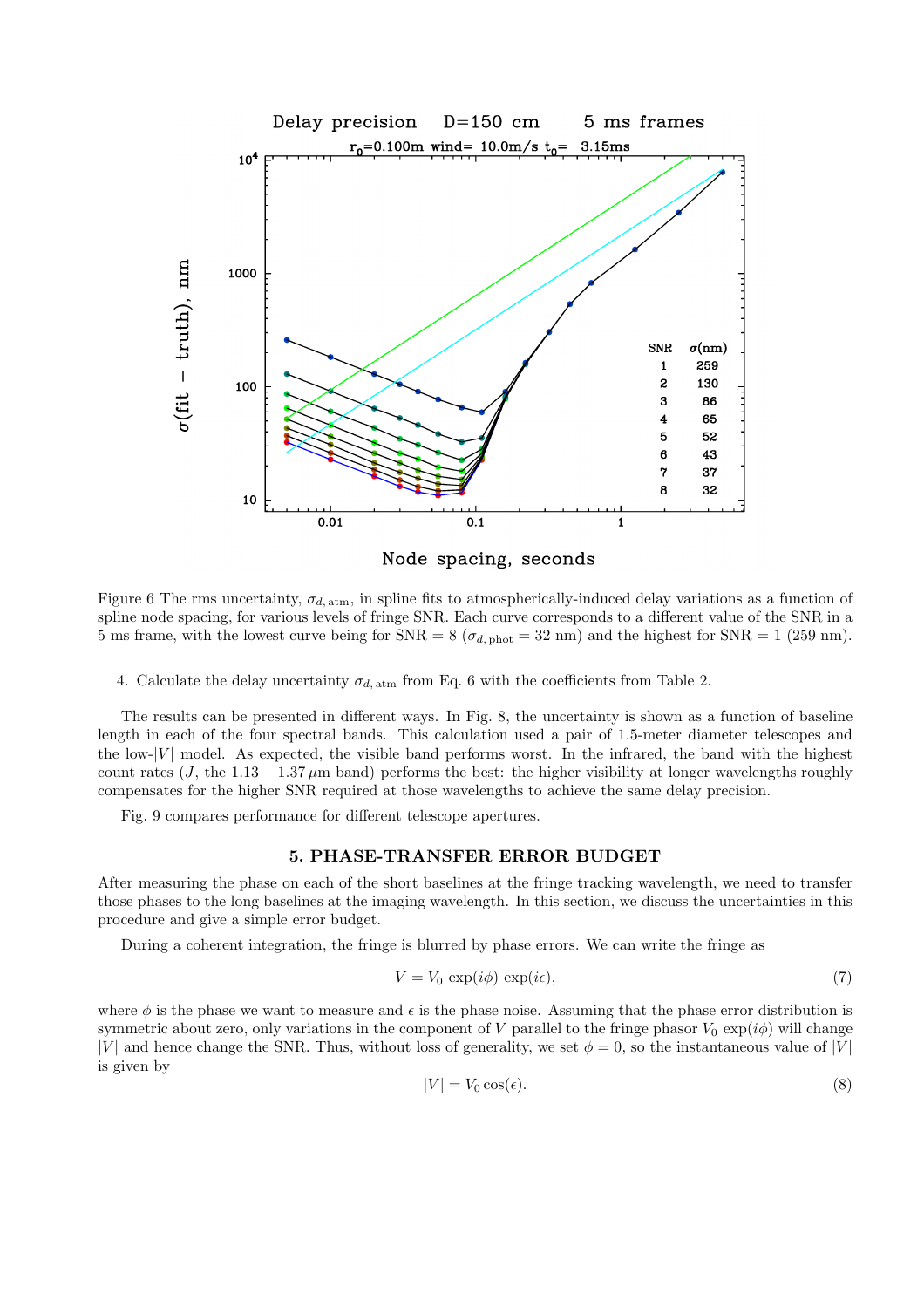Figure 6 The rms uncertainty, $\sigma_{d,\,\mathrm{atm}}$, in spline fits to atmospherically-induced delay variations as a function of spline node spacing, for various levels of fringe SNR. Each curve corresponds to a different value of the SNR in a 5 ms frame, with the lowest curve being for SNR = 8 ($\sigma_{d,\,\mathrm{phot}} = 32$ nm) and the highest for SNR = 1 (259 nm).

4. Calculate the delay uncertainty $\sigma_{d,\,\mathrm{atm}}$ from Eq. 6 with the coefficients from Table 2.

The results can be presented in different ways. In Fig. 8, the uncertainty is shown as a function of baseline length in each of the four spectral bands. This calculation used a pair of 1.5-meter diameter telescopes and the low-$|V|$ model. As expected, the visible band performs worst. In the infrared, the band with the highest count rates ($J$, the $1.13 - 1.37\,\mu$m band) performs the best: the higher visibility at longer wavelengths roughly compensates for the higher SNR required at those wavelengths to achieve the same delay precision.

Fig. 9 compares performance for different telescope apertures.

## 5. PHASE-TRANSFER ERROR BUDGET

After measuring the phase on each of the short baselines at the fringe tracking wavelength, we need to transfer those phases to the long baselines at the imaging wavelength. In this section, we discuss the uncertainties in this procedure and give a simple error budget.

During a coherent integration, the fringe is blurred by phase errors. We can write the fringe as

$$V = V_0 \exp(i\phi) \exp(i\epsilon), \tag{7}$$

where $\phi$ is the phase we want to measure and $\epsilon$ is the phase noise. Assuming that the phase error distribution is symmetric about zero, only variations in the component of $V$ parallel to the fringe phasor $V_0 \exp(i\phi)$ will change $|V|$ and hence change the SNR. Thus, without loss of generality, we set $\phi = 0$, so the instantaneous value of $|V|$ is given by

$$|V| = V_0 \cos(\epsilon). \tag{8}$$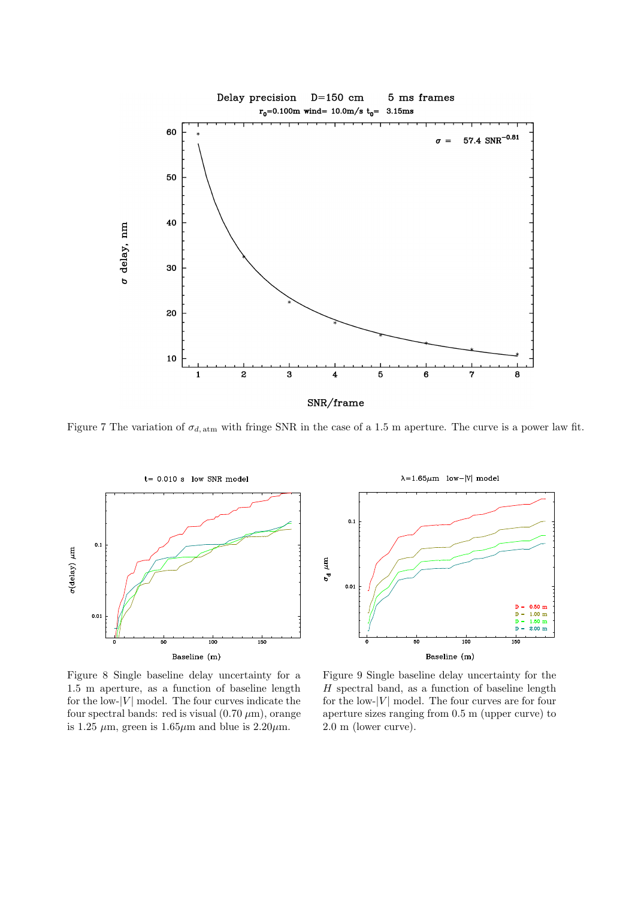Figure 7 The variation of $\sigma_{d,\,\mathrm{atm}}$ with fringe SNR in the case of a 1.5 m aperture. The curve is a power law fit.

Figure 8 Single baseline delay uncertainty for a 1.5 m aperture, as a function of baseline length for the low-$|V|$ model. The four curves indicate the four spectral bands: red is visual (0.70 $\mu$m), orange is 1.25 $\mu$m, green is 1.65$\mu$m and blue is 2.20$\mu$m.

Figure 9 Single baseline delay uncertainty for the $H$ spectral band, as a function of baseline length for the low-$|V|$ model. The four curves are for four aperture sizes ranging from 0.5 m (upper curve) to 2.0 m (lower curve).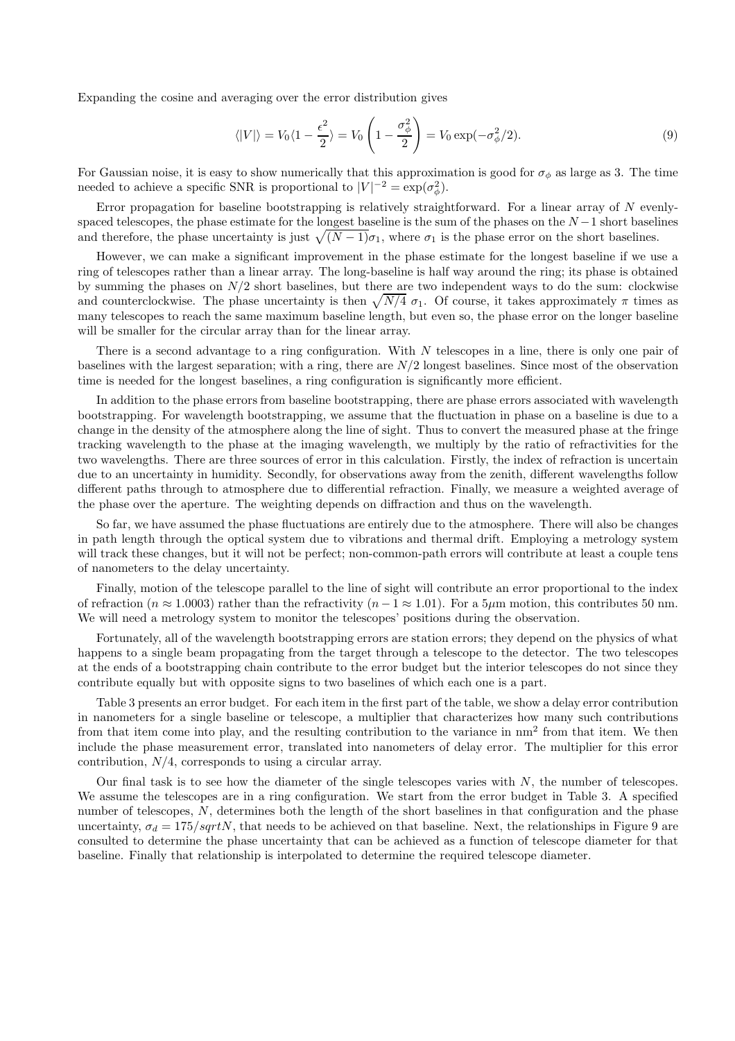Expanding the cosine and averaging over the error distribution gives

$$\langle |V| \rangle = V_0 \langle 1 - \frac{\epsilon^2}{2} \rangle = V_0 \left( 1 - \frac{\sigma_\phi^2}{2} \right) = V_0 \exp(-\sigma_\phi^2/2). \tag{9}$$

For Gaussian noise, it is easy to show numerically that this approximation is good for $\sigma_\phi$ as large as 3. The time needed to achieve a specific SNR is proportional to $|V|^{-2} = \exp(\sigma_\phi^2)$.

Error propagation for baseline bootstrapping is relatively straightforward. For a linear array of $N$ evenly-spaced telescopes, the phase estimate for the longest baseline is the sum of the phases on the $N-1$ short baselines and therefore, the phase uncertainty is just $\sqrt{(N-1)}\sigma_1$, where $\sigma_1$ is the phase error on the short baselines.

However, we can make a significant improvement in the phase estimate for the longest baseline if we use a ring of telescopes rather than a linear array. The long-baseline is half way around the ring; its phase is obtained by summing the phases on $N/2$ short baselines, but there are two independent ways to do the sum: clockwise and counterclockwise. The phase uncertainty is then $\sqrt{N/4}\ \sigma_1$. Of course, it takes approximately $\pi$ times as many telescopes to reach the same maximum baseline length, but even so, the phase error on the longer baseline will be smaller for the circular array than for the linear array.

There is a second advantage to a ring configuration. With $N$ telescopes in a line, there is only one pair of baselines with the largest separation; with a ring, there are $N/2$ longest baselines. Since most of the observation time is needed for the longest baselines, a ring configuration is significantly more efficient.

In addition to the phase errors from baseline bootstrapping, there are phase errors associated with wavelength bootstrapping. For wavelength bootstrapping, we assume that the fluctuation in phase on a baseline is due to a change in the density of the atmosphere along the line of sight. Thus to convert the measured phase at the fringe tracking wavelength to the phase at the imaging wavelength, we multiply by the ratio of refractivities for the two wavelengths. There are three sources of error in this calculation. Firstly, the index of refraction is uncertain due to an uncertainty in humidity. Secondly, for observations away from the zenith, different wavelengths follow different paths through to atmosphere due to differential refraction. Finally, we measure a weighted average of the phase over the aperture. The weighting depends on diffraction and thus on the wavelength.

So far, we have assumed the phase fluctuations are entirely due to the atmosphere. There will also be changes in path length through the optical system due to vibrations and thermal drift. Employing a metrology system will track these changes, but it will not be perfect; non-common-path errors will contribute at least a couple tens of nanometers to the delay uncertainty.

Finally, motion of the telescope parallel to the line of sight will contribute an error proportional to the index of refraction ($n \approx 1.0003$) rather than the refractivity ($n - 1 \approx 1.01$). For a 5$\mu$m motion, this contributes 50 nm. We will need a metrology system to monitor the telescopes' positions during the observation.

Fortunately, all of the wavelength bootstrapping errors are station errors; they depend on the physics of what happens to a single beam propagating from the target through a telescope to the detector. The two telescopes at the ends of a bootstrapping chain contribute to the error budget but the interior telescopes do not since they contribute equally but with opposite signs to two baselines of which each one is a part.

Table 3 presents an error budget. For each item in the first part of the table, we show a delay error contribution in nanometers for a single baseline or telescope, a multiplier that characterizes how many such contributions from that item come into play, and the resulting contribution to the variance in nm$^2$ from that item. We then include the phase measurement error, translated into nanometers of delay error. The multiplier for this error contribution, $N/4$, corresponds to using a circular array.

Our final task is to see how the diameter of the single telescopes varies with $N$, the number of telescopes. We assume the telescopes are in a ring configuration. We start from the error budget in Table 3. A specified number of telescopes, $N$, determines both the length of the short baselines in that configuration and the phase uncertainty, $\sigma_d = 175/sqrtN$, that needs to be achieved on that baseline. Next, the relationships in Figure 9 are consulted to determine the phase uncertainty that can be achieved as a function of telescope diameter for that baseline. Finally that relationship is interpolated to determine the required telescope diameter.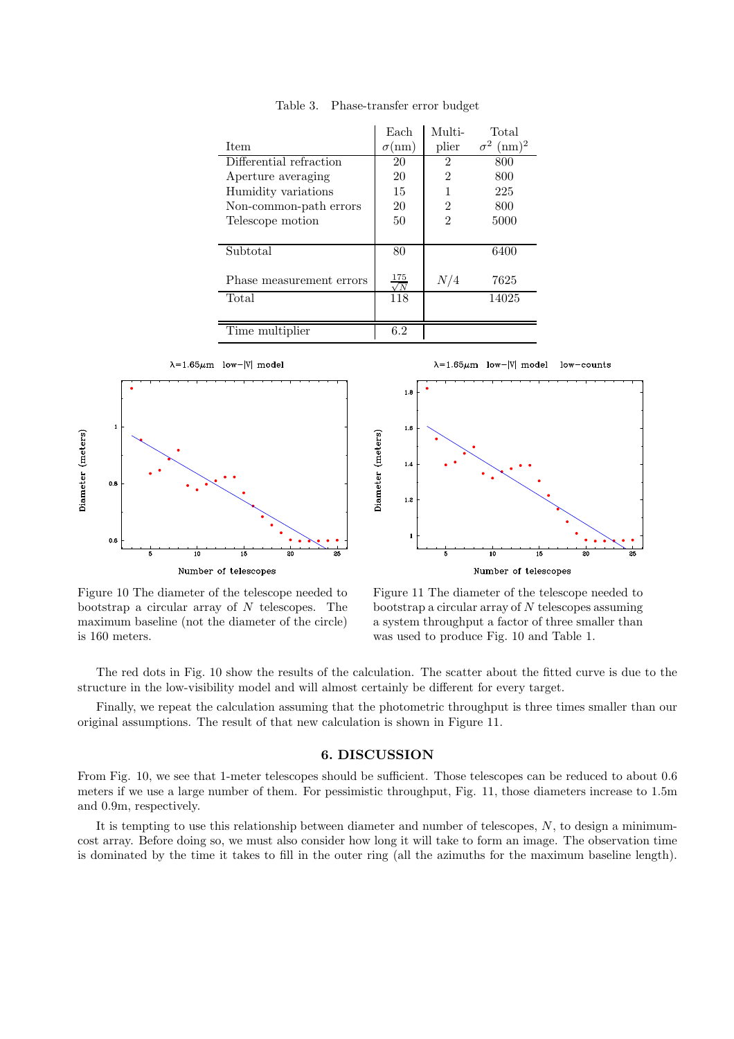Table 3. Phase-transfer error budget

| Item | Each $\sigma$(nm) | Multi-plier | Total $\sigma^2$ (nm)$^2$ |
|---|---|---|---|
| Differential refraction | 20 | 2 | 800 |
| Aperture averaging | 20 | 2 | 800 |
| Humidity variations | 15 | 1 | 225 |
| Non-common-path errors | 20 | 2 | 800 |
| Telescope motion | 50 | 2 | 5000 |
| Subtotal | 80 | | 6400 |
| Phase measurement errors | $\frac{175}{\sqrt{N}}$ | $N/4$ | 7625 |
| Total | 118 | | 14025 |
| Time multiplier | 6.2 | | |

Figure 10 The diameter of the telescope needed to bootstrap a circular array of $N$ telescopes. The maximum baseline (not the diameter of the circle) is 160 meters.

Figure 11 The diameter of the telescope needed to bootstrap a circular array of $N$ telescopes assuming a system throughput a factor of three smaller than was used to produce Fig. 10 and Table 1.

The red dots in Fig. 10 show the results of the calculation. The scatter about the fitted curve is due to the structure in the low-visibility model and will almost certainly be different for every target.

Finally, we repeat the calculation assuming that the photometric throughput is three times smaller than our original assumptions. The result of that new calculation is shown in Figure 11.

## 6. DISCUSSION

From Fig. 10, we see that 1-meter telescopes should be sufficient. Those telescopes can be reduced to about 0.6 meters if we use a large number of them. For pessimistic throughput, Fig. 11, those diameters increase to 1.5m and 0.9m, respectively.

It is tempting to use this relationship between diameter and number of telescopes, $N$, to design a minimum-cost array. Before doing so, we must also consider how long it will take to form an image. The observation time is dominated by the time it takes to fill in the outer ring (all the azimuths for the maximum baseline length).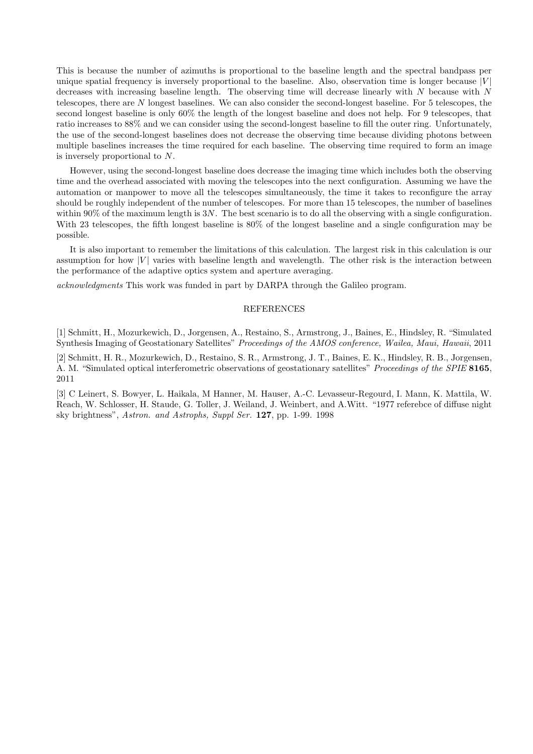This is because the number of azimuths is proportional to the baseline length and the spectral bandpass per unique spatial frequency is inversely proportional to the baseline. Also, observation time is longer because $|V|$ decreases with increasing baseline length. The observing time will decrease linearly with $N$ because with $N$ telescopes, there are $N$ longest baselines. We can also consider the second-longest baseline. For 5 telescopes, the second longest baseline is only 60% the length of the longest baseline and does not help. For 9 telescopes, that ratio increases to 88% and we can consider using the second-longest baseline to fill the outer ring. Unfortunately, the use of the second-longest baselines does not decrease the observing time because dividing photons between multiple baselines increases the time required for each baseline. The observing time required to form an image is inversely proportional to $N$.

However, using the second-longest baseline does decrease the imaging time which includes both the observing time and the overhead associated with moving the telescopes into the next configuration. Assuming we have the automation or manpower to move all the telescopes simultaneously, the time it takes to reconfigure the array should be roughly independent of the number of telescopes. For more than 15 telescopes, the number of baselines within 90% of the maximum length is $3N$. The best scenario is to do all the observing with a single configuration. With 23 telescopes, the fifth longest baseline is 80% of the longest baseline and a single configuration may be possible.

It is also important to remember the limitations of this calculation. The largest risk in this calculation is our assumption for how $|V|$ varies with baseline length and wavelength. The other risk is the interaction between the performance of the adaptive optics system and aperture averaging.

*acknowledgments* This work was funded in part by DARPA through the Galileo program.

## REFERENCES

[1] Schmitt, H., Mozurkewich, D., Jorgensen, A., Restaino, S., Armstrong, J., Baines, E., Hindsley, R. "Simulated Synthesis Imaging of Geostationary Satellites" *Proceedings of the AMOS conference, Wailea, Maui, Hawaii*, 2011

[2] Schmitt, H. R., Mozurkewich, D., Restaino, S. R., Armstrong, J. T., Baines, E. K., Hindsley, R. B., Jorgensen, A. M. "Simulated optical interferometric observations of geostationary satellites" *Proceedings of the SPIE* **8165**, 2011

[3] C Leinert, S. Bowyer, L. Haikala, M Hanner, M. Hauser, A.-C. Levasseur-Regourd, I. Mann, K. Mattila, W. Reach, W. Schlosser, H. Staude, G. Toller, J. Weiland, J. Weinbert, and A.Witt. "1977 referebce of diffuse night sky brightness", *Astron. and Astrophs, Suppl Ser.* **127**, pp. 1-99. 1998